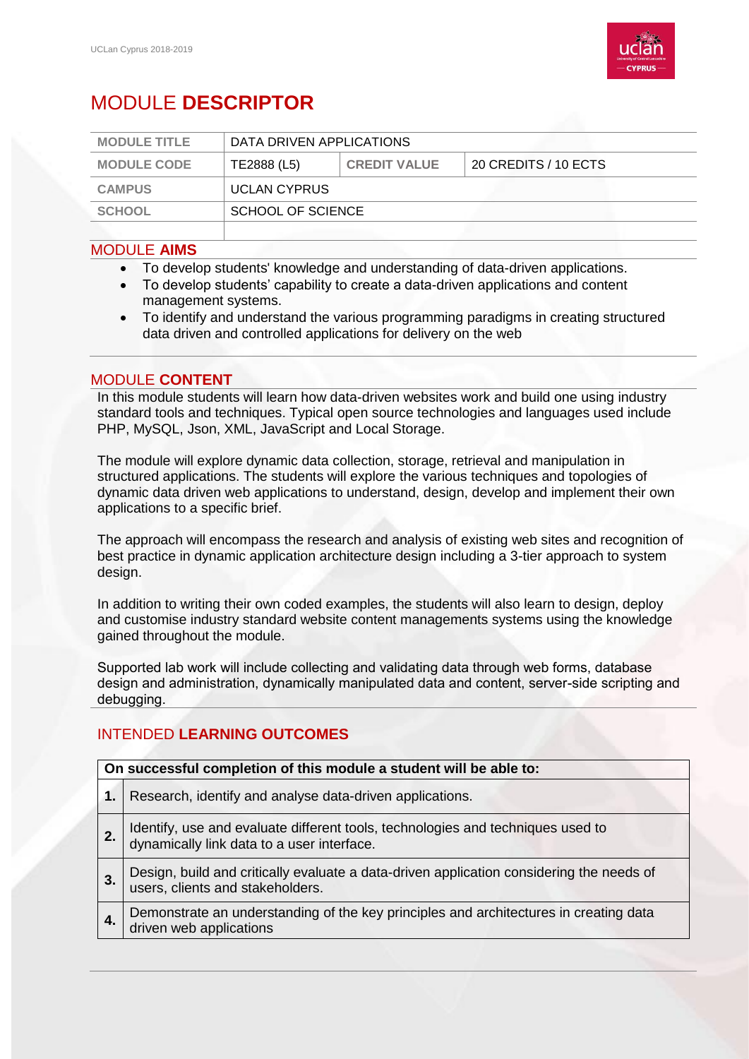# MODULE **DESCRIPTOR**

| MODULE TITLE | DATA DRIVEN APPLICATIONS | | |
|---|---|---|---|
| MODULE CODE | TE2888 (L5) | CREDIT VALUE | 20 CREDITS / 10 ECTS |
| CAMPUS | UCLAN CYPRUS | | |
| SCHOOL | SCHOOL OF SCIENCE | | |
| | | | |

## MODULE **AIMS**

- To develop students' knowledge and understanding of data-driven applications.
- To develop students' capability to create a data-driven applications and content management systems.
- To identify and understand the various programming paradigms in creating structured data driven and controlled applications for delivery on the web

## MODULE **CONTENT**

In this module students will learn how data-driven websites work and build one using industry standard tools and techniques. Typical open source technologies and languages used include PHP, MySQL, Json, XML, JavaScript and Local Storage.

The module will explore dynamic data collection, storage, retrieval and manipulation in structured applications. The students will explore the various techniques and topologies of dynamic data driven web applications to understand, design, develop and implement their own applications to a specific brief.

The approach will encompass the research and analysis of existing web sites and recognition of best practice in dynamic application architecture design including a 3-tier approach to system design.

In addition to writing their own coded examples, the students will also learn to design, deploy and customise industry standard website content managements systems using the knowledge gained throughout the module.

Supported lab work will include collecting and validating data through web forms, database design and administration, dynamically manipulated data and content, server-side scripting and debugging.

## INTENDED **LEARNING OUTCOMES**

| On successful completion of this module a student will be able to: | |
|---|---|
| **1.** | Research, identify and analyse data-driven applications. |
| **2.** | Identify, use and evaluate different tools, technologies and techniques used to dynamically link data to a user interface. |
| **3.** | Design, build and critically evaluate a data-driven application considering the needs of users, clients and stakeholders. |
| **4.** | Demonstrate an understanding of the key principles and architectures in creating data driven web applications |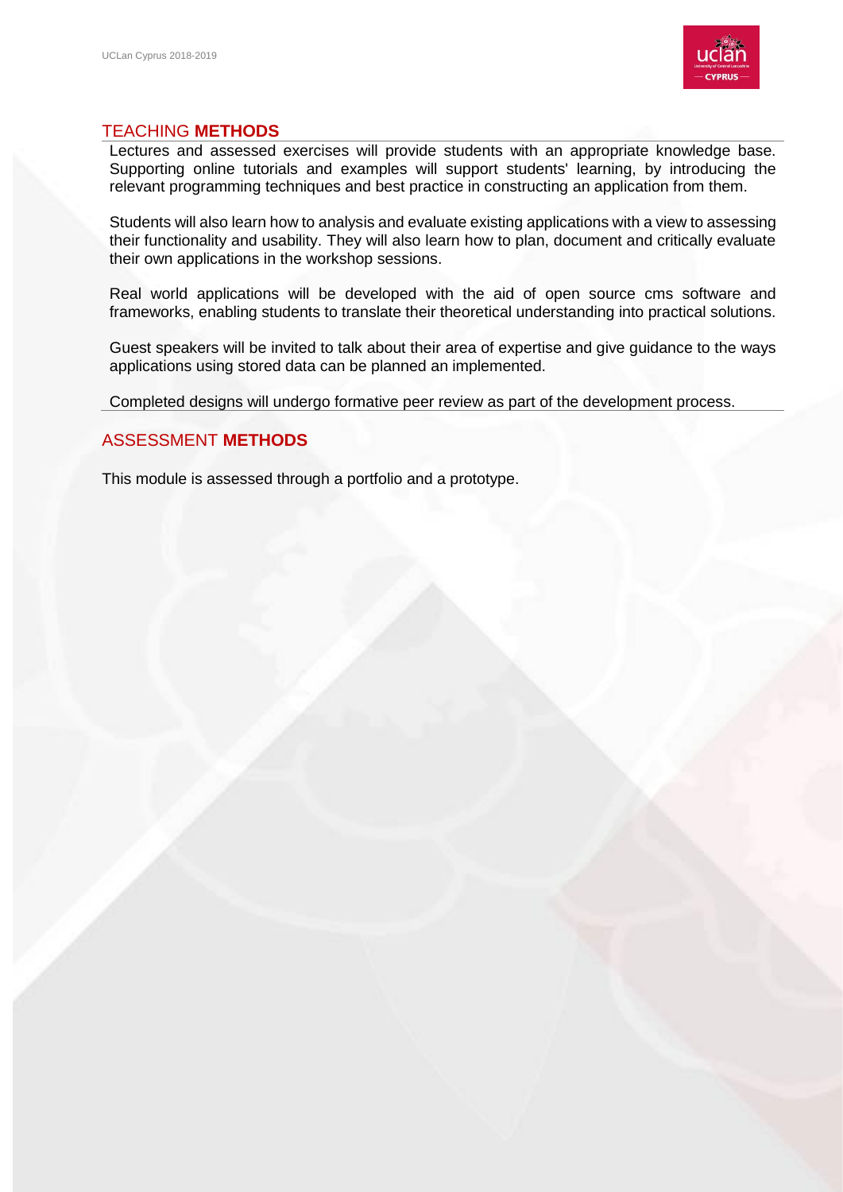## TEACHING **METHODS**

Lectures and assessed exercises will provide students with an appropriate knowledge base. Supporting online tutorials and examples will support students' learning, by introducing the relevant programming techniques and best practice in constructing an application from them.

Students will also learn how to analysis and evaluate existing applications with a view to assessing their functionality and usability. They will also learn how to plan, document and critically evaluate their own applications in the workshop sessions.

Real world applications will be developed with the aid of open source cms software and frameworks, enabling students to translate their theoretical understanding into practical solutions.

Guest speakers will be invited to talk about their area of expertise and give guidance to the ways applications using stored data can be planned an implemented.

Completed designs will undergo formative peer review as part of the development process.

## ASSESSMENT **METHODS**

This module is assessed through a portfolio and a prototype.